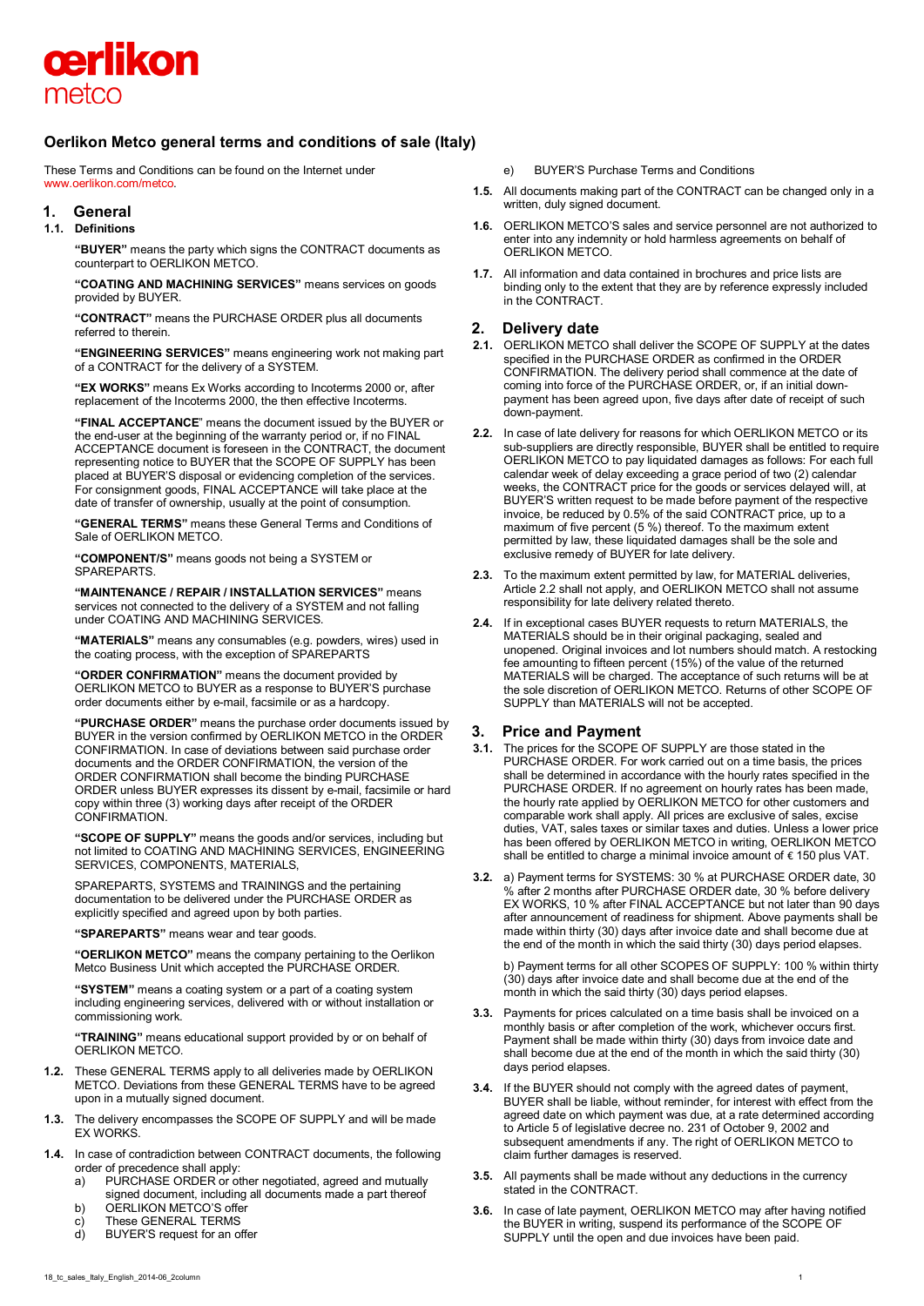# Oerlikon Metco general terms and conditions of sale (Italy)

These Terms and Conditions can be found on the Internet under www.oerlikon.com/metco.

## 1. General

### 1.1. Definitions

**"BUYER"** means the party which signs the CONTRACT documents as counterpart to OERLIKON METCO.

**"COATING AND MACHINING SERVICES"** means services on goods provided by BUYER.

**"CONTRACT"** means the PURCHASE ORDER plus all documents referred to therein.

**"ENGINEERING SERVICES"** means engineering work not making part of a CONTRACT for the delivery of a SYSTEM.

**"EX WORKS"** means Ex Works according to Incoterms 2000 or, after replacement of the Incoterms 2000, the then effective Incoterms.

**"FINAL ACCEPTANCE"** means the document issued by the BUYER or the end-user at the beginning of the warranty period or, if no FINAL ACCEPTANCE document is foreseen in the CONTRACT, the document representing notice to BUYER that the SCOPE OF SUPPLY has been placed at BUYER'S disposal or evidencing completion of the services. For consignment goods, FINAL ACCEPTANCE will take place at the date of transfer of ownership, usually at the point of consumption.

**"GENERAL TERMS"** means these General Terms and Conditions of Sale of OERLIKON METCO.

**"COMPONENT/S"** means goods not being a SYSTEM or SPAREPARTS.

**"MAINTENANCE / REPAIR / INSTALLATION SERVICES"** means services not connected to the delivery of a SYSTEM and not falling under COATING AND MACHINING SERVICES.

**"MATERIALS"** means any consumables (e.g. powders, wires) used in the coating process, with the exception of SPAREPARTS

**"ORDER CONFIRMATION"** means the document provided by OERLIKON METCO to BUYER as a response to BUYER'S purchase order documents either by e-mail, facsimile or as a hardcopy.

**"PURCHASE ORDER"** means the purchase order documents issued by BUYER in the version confirmed by OERLIKON METCO in the ORDER CONFIRMATION. In case of deviations between said purchase order documents and the ORDER CONFIRMATION, the version of the ORDER CONFIRMATION shall become the binding PURCHASE ORDER unless BUYER expresses its dissent by e-mail, facsimile or hard copy within three (3) working days after receipt of the ORDER CONFIRMATION.

**"SCOPE OF SUPPLY"** means the goods and/or services, including but not limited to COATING AND MACHINING SERVICES, ENGINEERING SERVICES, COMPONENTS, MATERIALS,

SPAREPARTS, SYSTEMS and TRAININGS and the pertaining documentation to be delivered under the PURCHASE ORDER as explicitly specified and agreed upon by both parties.

**"SPAREPARTS"** means wear and tear goods.

**"OERLIKON METCO"** means the company pertaining to the Oerlikon Metco Business Unit which accepted the PURCHASE ORDER.

**"SYSTEM"** means a coating system or a part of a coating system including engineering services, delivered with or without installation or commissioning work.

**"TRAINING"** means educational support provided by or on behalf of OERLIKON METCO.

**1.2.** These GENERAL TERMS apply to all deliveries made by OERLIKON METCO. Deviations from these GENERAL TERMS have to be agreed upon in a mutually signed document.

**1.3.** The delivery encompasses the SCOPE OF SUPPLY and will be made EX WORKS.

**1.4.** In case of contradiction between CONTRACT documents, the following order of precedence shall apply:

a) PURCHASE ORDER or other negotiated, agreed and mutually signed document, including all documents made a part thereof
b) OERLIKON METCO'S offer
c) These GENERAL TERMS
d) BUYER'S request for an offer
e) BUYER'S Purchase Terms and Conditions

**1.5.** All documents making part of the CONTRACT can be changed only in a written, duly signed document.

**1.6.** OERLIKON METCO'S sales and service personnel are not authorized to enter into any indemnity or hold harmless agreements on behalf of OERLIKON METCO.

**1.7.** All information and data contained in brochures and price lists are binding only to the extent that they are by reference expressly included in the CONTRACT.

## 2. Delivery date

**2.1.** OERLIKON METCO shall deliver the SCOPE OF SUPPLY at the dates specified in the PURCHASE ORDER as confirmed in the ORDER CONFIRMATION. The delivery period shall commence at the date of coming into force of the PURCHASE ORDER, or, if an initial down-payment has been agreed upon, five days after date of receipt of such down-payment.

**2.2.** In case of late delivery for reasons for which OERLIKON METCO or its sub-suppliers are directly responsible, BUYER shall be entitled to require OERLIKON METCO to pay liquidated damages as follows: For each full calendar week of delay exceeding a grace period of two (2) calendar weeks, the CONTRACT price for the goods or services delayed will, at BUYER'S written request to be made before payment of the respective invoice, be reduced by 0.5% of the said CONTRACT price, up to a maximum of five percent (5 %) thereof. To the maximum extent permitted by law, these liquidated damages shall be the sole and exclusive remedy of BUYER for late delivery.

**2.3.** To the maximum extent permitted by law, for MATERIAL deliveries, Article 2.2 shall not apply, and OERLIKON METCO shall not assume responsibility for late delivery related thereto.

**2.4.** If in exceptional cases BUYER requests to return MATERIALS, the MATERIALS should be in their original packaging, sealed and unopened. Original invoices and lot numbers should match. A restocking fee amounting to fifteen percent (15%) of the value of the returned MATERIALS will be charged. The acceptance of such returns will be at the sole discretion of OERLIKON METCO. Returns of other SCOPE OF SUPPLY than MATERIALS will not be accepted.

## 3. Price and Payment

**3.1.** The prices for the SCOPE OF SUPPLY are those stated in the PURCHASE ORDER. For work carried out on a time basis, the prices shall be determined in accordance with the hourly rates specified in the PURCHASE ORDER. If no agreement on hourly rates has been made, the hourly rate applied by OERLIKON METCO for other customers and comparable work shall apply. All prices are exclusive of sales, excise duties, VAT, sales taxes or similar taxes and duties. Unless a lower price has been offered by OERLIKON METCO in writing, OERLIKON METCO shall be entitled to charge a minimal invoice amount of € 150 plus VAT.

**3.2.** a) Payment terms for SYSTEMS: 30 % at PURCHASE ORDER date, 30 % after 2 months after PURCHASE ORDER date, 30 % before delivery EX WORKS, 10 % after FINAL ACCEPTANCE but not later than 90 days after announcement of readiness for shipment. Above payments shall be made within thirty (30) days after invoice date and shall become due at the end of the month in which the said thirty (30) days period elapses.

b) Payment terms for all other SCOPES OF SUPPLY: 100 % within thirty (30) days after invoice date and shall become due at the end of the month in which the said thirty (30) days period elapses.

**3.3.** Payments for prices calculated on a time basis shall be invoiced on a monthly basis or after completion of the work, whichever occurs first. Payment shall be made within thirty (30) days from invoice date and shall become due at the end of the month in which the said thirty (30) days period elapses.

**3.4.** If the BUYER should not comply with the agreed dates of payment, BUYER shall be liable, without reminder, for interest with effect from the agreed date on which payment was due, at a rate determined according to Article 5 of legislative decree no. 231 of October 9, 2002 and subsequent amendments if any. The right of OERLIKON METCO to claim further damages is reserved.

**3.5.** All payments shall be made without any deductions in the currency stated in the CONTRACT.

**3.6.** In case of late payment, OERLIKON METCO may after having notified the BUYER in writing, suspend its performance of the SCOPE OF SUPPLY until the open and due invoices have been paid.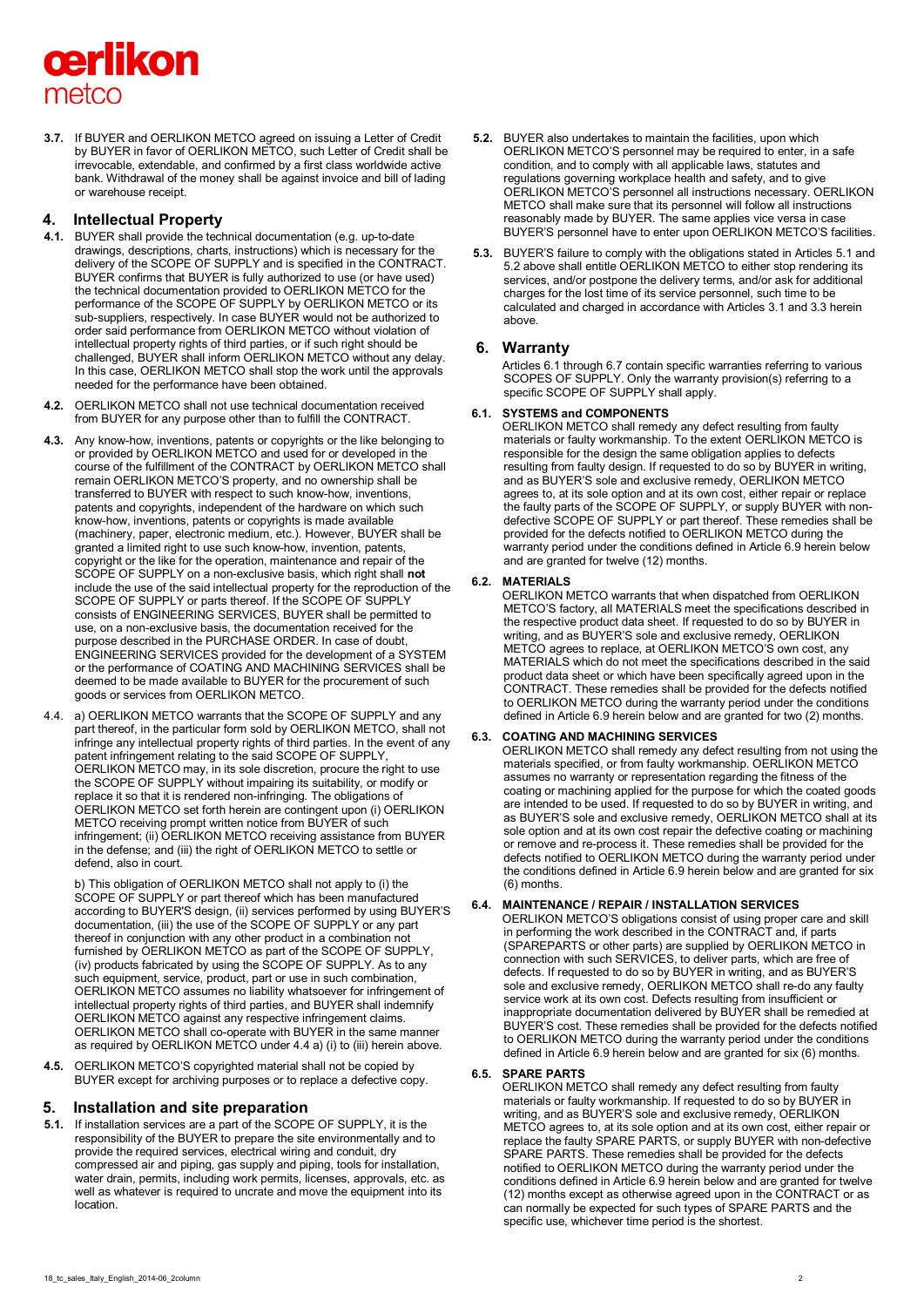**3.7.** If BUYER and OERLIKON METCO agreed on issuing a Letter of Credit by BUYER in favor of OERLIKON METCO, such Letter of Credit shall be irrevocable, extendable, and confirmed by a first class worldwide active bank. Withdrawal of the money shall be against invoice and bill of lading or warehouse receipt.

## 4. Intellectual Property

**4.1.** BUYER shall provide the technical documentation (e.g. up-to-date drawings, descriptions, charts, instructions) which is necessary for the delivery of the SCOPE OF SUPPLY and is specified in the CONTRACT. BUYER confirms that BUYER is fully authorized to use (or have used) the technical documentation provided to OERLIKON METCO for the performance of the SCOPE OF SUPPLY by OERLIKON METCO or its sub-suppliers, respectively. In case BUYER would not be authorized to order said performance from OERLIKON METCO without violation of intellectual property rights of third parties, or if such right should be challenged, BUYER shall inform OERLIKON METCO without any delay. In this case, OERLIKON METCO shall stop the work until the approvals needed for the performance have been obtained.

**4.2.** OERLIKON METCO shall not use technical documentation received from BUYER for any purpose other than to fulfill the CONTRACT.

**4.3.** Any know-how, inventions, patents or copyrights or the like belonging to or provided by OERLIKON METCO and used for or developed in the course of the fulfillment of the CONTRACT by OERLIKON METCO shall remain OERLIKON METCO'S property, and no ownership shall be transferred to BUYER with respect to such know-how, inventions, patents and copyrights, independent of the hardware on which such know-how, inventions, patents or copyrights is made available (machinery, paper, electronic medium, etc.). However, BUYER shall be granted a limited right to use such know-how, invention, patents, copyright or the like for the operation, maintenance and repair of the SCOPE OF SUPPLY on a non-exclusive basis, which right shall **not** include the use of the said intellectual property for the reproduction of the SCOPE OF SUPPLY or parts thereof. If the SCOPE OF SUPPLY consists of ENGINEERING SERVICES, BUYER shall be permitted to use, on a non-exclusive basis, the documentation received for the purpose described in the PURCHASE ORDER. In case of doubt, ENGINEERING SERVICES provided for the development of a SYSTEM or the performance of COATING AND MACHINING SERVICES shall be deemed to be made available to BUYER for the procurement of such goods or services from OERLIKON METCO.

4.4. a) OERLIKON METCO warrants that the SCOPE OF SUPPLY and any part thereof, in the particular form sold by OERLIKON METCO, shall not infringe any intellectual property rights of third parties. In the event of any patent infringement relating to the said SCOPE OF SUPPLY, OERLIKON METCO may, in its sole discretion, procure the right to use the SCOPE OF SUPPLY without impairing its suitability, or modify or replace it so that it is rendered non-infringing. The obligations of OERLIKON METCO set forth herein are contingent upon (i) OERLIKON METCO receiving prompt written notice from BUYER of such infringement; (ii) OERLIKON METCO receiving assistance from BUYER in the defense; and (iii) the right of OERLIKON METCO to settle or defend, also in court.

b) This obligation of OERLIKON METCO shall not apply to (i) the SCOPE OF SUPPLY or part thereof which has been manufactured according to BUYER'S design, (ii) services performed by using BUYER'S documentation, (iii) the use of the SCOPE OF SUPPLY or any part thereof in conjunction with any other product in a combination not furnished by OERLIKON METCO as part of the SCOPE OF SUPPLY, (iv) products fabricated by using the SCOPE OF SUPPLY. As to any such equipment, service, product, part or use in such combination, OERLIKON METCO assumes no liability whatsoever for infringement of intellectual property rights of third parties, and BUYER shall indemnify OERLIKON METCO against any respective infringement claims. OERLIKON METCO shall co-operate with BUYER in the same manner as required by OERLIKON METCO under 4.4 a) (i) to (iii) herein above.

**4.5.** OERLIKON METCO'S copyrighted material shall not be copied by BUYER except for archiving purposes or to replace a defective copy.

## 5. Installation and site preparation

**5.1.** If installation services are a part of the SCOPE OF SUPPLY, it is the responsibility of the BUYER to prepare the site environmentally and to provide the required services, electrical wiring and conduit, dry compressed air and piping, gas supply and piping, tools for installation, water drain, permits, including work permits, licenses, approvals, etc. as well as whatever is required to uncrate and move the equipment into its location.

**5.2.** BUYER also undertakes to maintain the facilities, upon which OERLIKON METCO'S personnel may be required to enter, in a safe condition, and to comply with all applicable laws, statutes and regulations governing workplace health and safety, and to give OERLIKON METCO'S personnel all instructions necessary. OERLIKON METCO shall make sure that its personnel will follow all instructions reasonably made by BUYER. The same applies vice versa in case BUYER'S personnel have to enter upon OERLIKON METCO'S facilities.

**5.3.** BUYER'S failure to comply with the obligations stated in Articles 5.1 and 5.2 above shall entitle OERLIKON METCO to either stop rendering its services, and/or postpone the delivery terms, and/or ask for additional charges for the lost time of its service personnel, such time to be calculated and charged in accordance with Articles 3.1 and 3.3 herein above.

## 6. Warranty

Articles 6.1 through 6.7 contain specific warranties referring to various SCOPES OF SUPPLY. Only the warranty provision(s) referring to a specific SCOPE OF SUPPLY shall apply.

### 6.1. SYSTEMS and COMPONENTS

OERLIKON METCO shall remedy any defect resulting from faulty materials or faulty workmanship. To the extent OERLIKON METCO is responsible for the design the same obligation applies to defects resulting from faulty design. If requested to do so by BUYER in writing, and as BUYER'S sole and exclusive remedy, OERLIKON METCO agrees to, at its sole option and at its own cost, either repair or replace the faulty parts of the SCOPE OF SUPPLY, or supply BUYER with non-defective SCOPE OF SUPPLY or part thereof. These remedies shall be provided for the defects notified to OERLIKON METCO during the warranty period under the conditions defined in Article 6.9 herein below and are granted for twelve (12) months.

### 6.2. MATERIALS

OERLIKON METCO warrants that when dispatched from OERLIKON METCO'S factory, all MATERIALS meet the specifications described in the respective product data sheet. If requested to do so by BUYER in writing, and as BUYER'S sole and exclusive remedy, OERLIKON METCO agrees to replace, at OERLIKON METCO'S own cost, any MATERIALS which do not meet the specifications described in the said product data sheet or which have been specifically agreed upon in the CONTRACT. These remedies shall be provided for the defects notified to OERLIKON METCO during the warranty period under the conditions defined in Article 6.9 herein below and are granted for two (2) months.

### 6.3. COATING AND MACHINING SERVICES

OERLIKON METCO shall remedy any defect resulting from not using the materials specified, or from faulty workmanship. OERLIKON METCO assumes no warranty or representation regarding the fitness of the coating or machining applied for the purpose for which the coated goods are intended to be used. If requested to do so by BUYER in writing, and as BUYER'S sole and exclusive remedy, OERLIKON METCO shall at its sole option and at its own cost repair the defective coating or machining or remove and re-process it. These remedies shall be provided for the defects notified to OERLIKON METCO during the warranty period under the conditions defined in Article 6.9 herein below and are granted for six (6) months.

### 6.4. MAINTENANCE / REPAIR / INSTALLATION SERVICES

OERLIKON METCO'S obligations consist of using proper care and skill in performing the work described in the CONTRACT and, if parts (SPAREPARTS or other parts) are supplied by OERLIKON METCO in connection with such SERVICES, to deliver parts, which are free of defects. If requested to do so by BUYER in writing, and as BUYER'S sole and exclusive remedy, OERLIKON METCO shall re-do any faulty service work at its own cost. Defects resulting from insufficient or inappropriate documentation delivered by BUYER shall be remedied at BUYER'S cost. These remedies shall be provided for the defects notified to OERLIKON METCO during the warranty period under the conditions defined in Article 6.9 herein below and are granted for six (6) months.

### 6.5. SPARE PARTS

OERLIKON METCO shall remedy any defect resulting from faulty materials or faulty workmanship. If requested to do so by BUYER in writing, and as BUYER'S sole and exclusive remedy, OERLIKON METCO agrees to, at its sole option and at its own cost, either repair or replace the faulty SPARE PARTS, or supply BUYER with non-defective SPARE PARTS. These remedies shall be provided for the defects notified to OERLIKON METCO during the warranty period under the conditions defined in Article 6.9 herein below and are granted for twelve (12) months except as otherwise agreed upon in the CONTRACT or as can normally be expected for such types of SPARE PARTS and the specific use, whichever time period is the shortest.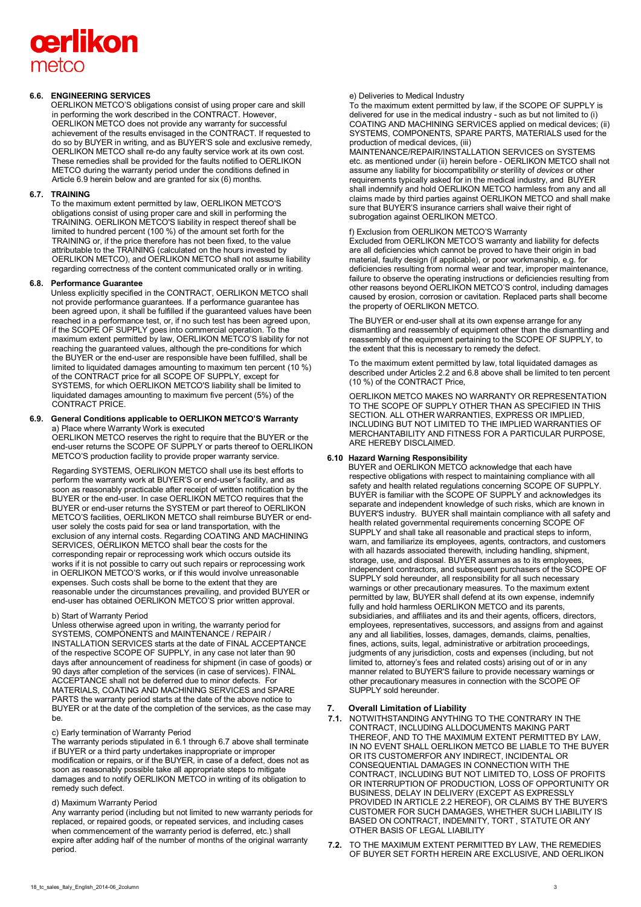### 6.6. ENGINEERING SERVICES

OERLIKON METCO'S obligations consist of using proper care and skill in performing the work described in the CONTRACT. However, OERLIKON METCO does not provide any warranty for successful achievement of the results envisaged in the CONTRACT. If requested to do so by BUYER in writing, and as BUYER'S sole and exclusive remedy, OERLIKON METCO shall re-do any faulty service work at its own cost. These remedies shall be provided for the faults notified to OERLIKON METCO during the warranty period under the conditions defined in Article 6.9 herein below and are granted for six (6) months.

### 6.7. TRAINING

To the maximum extent permitted by law, OERLIKON METCO'S obligations consist of using proper care and skill in performing the TRAINING. OERLIKON METCO'S liability in respect thereof shall be limited to hundred percent (100 %) of the amount set forth for the TRAINING or, if the price therefore has not been fixed, to the value attributable to the TRAINING (calculated on the hours invested by OERLIKON METCO), and OERLIKON METCO shall not assume liability regarding correctness of the content communicated orally or in writing.

### 6.8. Performance Guarantee

Unless explicitly specified in the CONTRACT, OERLIKON METCO shall not provide performance guarantees. If a performance guarantee has been agreed upon, it shall be fulfilled if the guaranteed values have been reached in a performance test, or, if no such test has been agreed upon, if the SCOPE OF SUPPLY goes into commercial operation. To the maximum extent permitted by law, OERLIKON METCO'S liability for not reaching the guaranteed values, although the pre-conditions for which the BUYER or the end-user are responsible have been fulfilled, shall be limited to liquidated damages amounting to maximum ten percent (10 %) of the CONTRACT price for all SCOPE OF SUPPLY, except for SYSTEMS, for which OERLIKON METCO'S liability shall be limited to liquidated damages amounting to maximum five percent (5%) of the CONTRACT PRICE.

### 6.9. General Conditions applicable to OERLIKON METCO'S Warranty

a) Place where Warranty Work is executed

OERLIKON METCO reserves the right to require that the BUYER or the end-user returns the SCOPE OF SUPPLY or parts thereof to OERLIKON METCO'S production facility to provide proper warranty service.

Regarding SYSTEMS, OERLIKON METCO shall use its best efforts to perform the warranty work at BUYER'S or end-user's facility, and as soon as reasonably practicable after receipt of written notification by the BUYER or the end-user. In case OERLIKON METCO requires that the BUYER or end-user returns the SYSTEM or part thereof to OERLIKON METCO'S facilities, OERLIKON METCO shall reimburse BUYER or end-user solely the costs paid for sea or land transportation, with the exclusion of any internal costs. Regarding COATING AND MACHINING SERVICES, OERLIKON METCO shall bear the costs for the corresponding repair or reprocessing work which occurs outside its works if it is not possible to carry out such repairs or reprocessing work in OERLIKON METCO'S works, or if this would involve unreasonable expenses. Such costs shall be borne to the extent that they are reasonable under the circumstances prevailing, and provided BUYER or end-user has obtained OERLIKON METCO'S prior written approval.

b) Start of Warranty Period

Unless otherwise agreed upon in writing, the warranty period for SYSTEMS, COMPONENTS and MAINTENANCE / REPAIR / INSTALLATION SERVICES starts at the date of FINAL ACCEPTANCE of the respective SCOPE OF SUPPLY, in any case not later than 90 days after announcement of readiness for shipment (in case of goods) or 90 days after completion of the services (in case of services). FINAL ACCEPTANCE shall not be deferred due to minor defects. For MATERIALS, COATING AND MACHINING SERVICES and SPARE PARTS the warranty period starts at the date of the above notice to BUYER or at the date of the completion of the services, as the case may be.

c) Early termination of Warranty Period

The warranty periods stipulated in 6.1 through 6.7 above shall terminate if BUYER or a third party undertakes inappropriate or improper modification or repairs, or if the BUYER, in case of a defect, does not as soon as reasonably possible take all appropriate steps to mitigate damages and to notify OERLIKON METCO in writing of its obligation to remedy such defect.

d) Maximum Warranty Period

Any warranty period (including but not limited to new warranty periods for replaced, or repaired goods, or repeated services, and including cases when commencement of the warranty period is deferred, etc.) shall expire after adding half of the number of months of the original warranty period.

e) Deliveries to Medical Industry

To the maximum extent permitted by law, if the SCOPE OF SUPPLY is delivered for use in the medical industry - such as but not limited to (i) COATING AND MACHINING SERVICES applied on medical devices; (ii) SYSTEMS, COMPONENTS, SPARE PARTS, MATERIALS used for the production of medical devices, (iii) MAINTENANCE/REPAIR/INSTALLATION SERVICES on SYSTEMS etc. as mentioned under (ii) herein before - OERLIKON METCO shall not assume any liability for biocompatibility *or* sterility of *devices* or other requirements typically asked for in the medical industry, and BUYER shall indemnify and hold OERLIKON METCO harmless from any and all claims made by third parties against OERLIKON METCO and shall make sure that BUYER'S insurance carriers shall waive their right of subrogation against OERLIKON METCO.

f) Exclusion from OERLIKON METCO'S Warranty

Excluded from OERLIKON METCO'S warranty and liability for defects are all deficiencies which cannot be proved to have their origin in bad material, faulty design (if applicable), or poor workmanship, e.g. for deficiencies resulting from normal wear and tear, improper maintenance, failure to observe the operating instructions or deficiencies resulting from other reasons beyond OERLIKON METCO'S control, including damages caused by erosion, corrosion or cavitation. Replaced parts shall become the property of OERLIKON METCO.

The BUYER or end-user shall at its own expense arrange for any dismantling and reassembly of equipment other than the dismantling and reassembly of the equipment pertaining to the SCOPE OF SUPPLY, to the extent that this is necessary to remedy the defect.

To the maximum extent permitted by law, total liquidated damages as described under Articles 2.2 and 6.8 above shall be limited to ten percent (10 %) of the CONTRACT Price,

OERLIKON METCO MAKES NO WARRANTY OR REPRESENTATION TO THE SCOPE OF SUPPLY OTHER THAN AS SPECIFIED IN THIS SECTION. ALL OTHER WARRANTIES, EXPRESS OR IMPLIED, INCLUDING BUT NOT LIMITED TO THE IMPLIED WARRANTIES OF MERCHANTABILITY AND FITNESS FOR A PARTICULAR PURPOSE, ARE HEREBY DISCLAIMED.

### 6.10 Hazard Warning Responsibility

BUYER and OERLIKON METCO acknowledge that each have respective obligations with respect to maintaining compliance with all safety and health related regulations concerning SCOPE OF SUPPLY. BUYER is familiar with the SCOPE OF SUPPLY and acknowledges its separate and independent knowledge of such risks, which are known in BUYER'S industry. BUYER shall maintain compliance with all safety and health related governmental requirements concerning SCOPE OF SUPPLY and shall take all reasonable and practical steps to inform, warn, and familiarize its employees, agents, contractors, and customers with all hazards associated therewith, including handling, shipment, storage, use, and disposal. BUYER assumes as to its employees, independent contractors, and subsequent purchasers of the SCOPE OF SUPPLY sold hereunder, all responsibility for all such necessary warnings or other precautionary measures. To the maximum extent permitted by law, BUYER shall defend at its own expense, indemnify fully and hold harmless OERLIKON METCO and its parents, subsidiaries, and affiliates and its and their agents, officers, directors, employees, representatives, successors, and assigns from and against any and all liabilities, losses, damages, demands, claims, penalties, fines, actions, suits, legal, administrative or arbitration proceedings, judgments of any jurisdiction, costs and expenses (including, but not limited to, attorney's fees and related costs) arising out of or in any manner related to BUYER'S failure to provide necessary warnings or other precautionary measures in connection with the SCOPE OF SUPPLY sold hereunder.

## 7. Overall Limitation of Liability

**7.1.** NOTWITHSTANDING ANYTHING TO THE CONTRARY IN THE CONTRACT, INCLUDING ALLDOCUMENTS MAKING PART THEREOF, AND TO THE MAXIMUM EXTENT PERMITTED BY LAW, IN NO EVENT SHALL OERLIKON METCO BE LIABLE TO THE BUYER OR ITS CUSTOMERFOR ANY INDIRECT, INCIDENTAL OR CONSEQUENTIAL DAMAGES IN CONNECTION WITH THE CONTRACT, INCLUDING BUT NOT LIMITED TO, LOSS OF PROFITS OR INTERRUPTION OF PRODUCTION, LOSS OF OPPORTUNITY OR BUSINESS, DELAY IN DELIVERY (EXCEPT AS EXPRESSLY PROVIDED IN ARTICLE 2.2 HEREOF), OR CLAIMS BY THE BUYER'S CUSTOMER FOR SUCH DAMAGES, WHETHER SUCH LIABILITY IS BASED ON CONTRACT, INDEMNITY, TORT , STATUTE OR ANY OTHER BASIS OF LEGAL LIABILITY

**7.2.** TO THE MAXIMUM EXTENT PERMITTED BY LAW, THE REMEDIES OF BUYER SET FORTH HEREIN ARE EXCLUSIVE, AND OERLIKON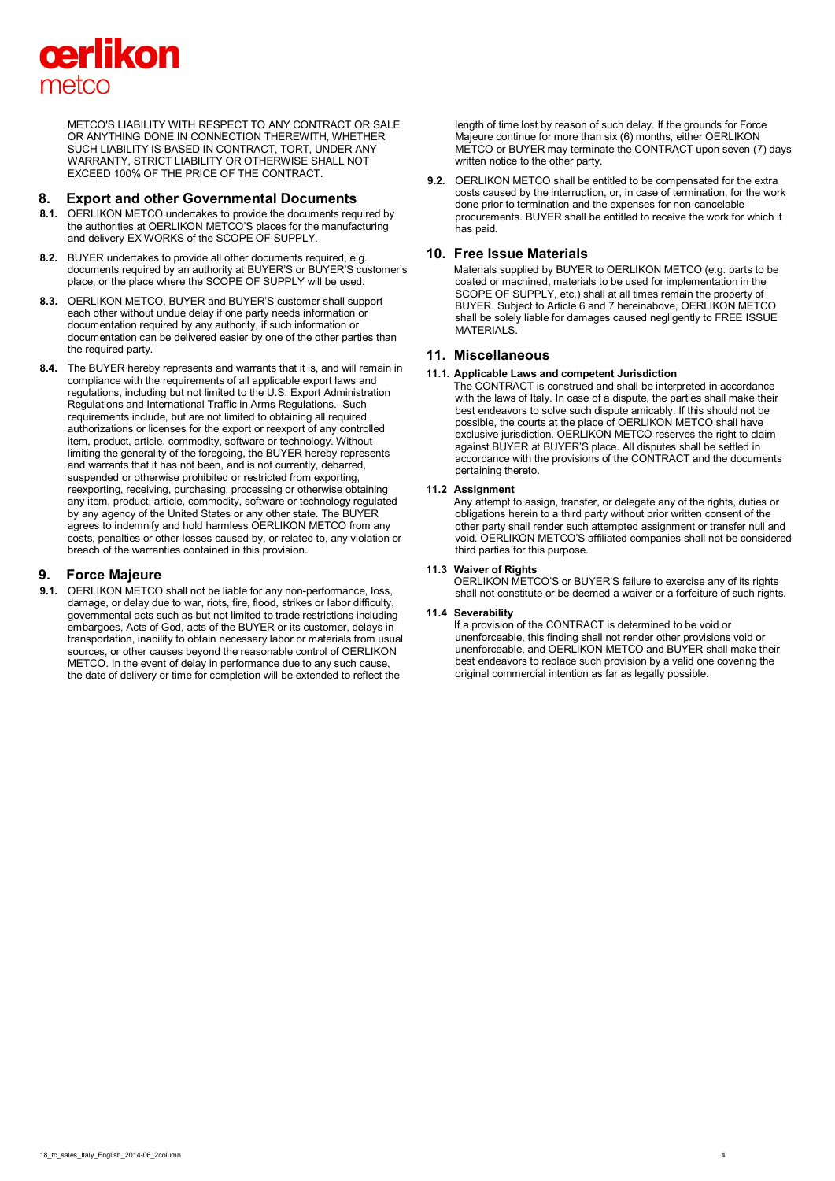METCO'S LIABILITY WITH RESPECT TO ANY CONTRACT OR SALE OR ANYTHING DONE IN CONNECTION THEREWITH, WHETHER SUCH LIABILITY IS BASED IN CONTRACT, TORT, UNDER ANY WARRANTY, STRICT LIABILITY OR OTHERWISE SHALL NOT EXCEED 100% OF THE PRICE OF THE CONTRACT.

## 8. Export and other Governmental Documents

**8.1.** OERLIKON METCO undertakes to provide the documents required by the authorities at OERLIKON METCO'S places for the manufacturing and delivery EX WORKS of the SCOPE OF SUPPLY.

**8.2.** BUYER undertakes to provide all other documents required, e.g. documents required by an authority at BUYER'S or BUYER'S customer's place, or the place where the SCOPE OF SUPPLY will be used.

**8.3.** OERLIKON METCO, BUYER and BUYER'S customer shall support each other without undue delay if one party needs information or documentation required by any authority, if such information or documentation can be delivered easier by one of the other parties than the required party.

**8.4.** The BUYER hereby represents and warrants that it is, and will remain in compliance with the requirements of all applicable export laws and regulations, including but not limited to the U.S. Export Administration Regulations and International Traffic in Arms Regulations. Such requirements include, but are not limited to obtaining all required authorizations or licenses for the export or reexport of any controlled item, product, article, commodity, software or technology. Without limiting the generality of the foregoing, the BUYER hereby represents and warrants that it has not been, and is not currently, debarred, suspended or otherwise prohibited or restricted from exporting, reexporting, receiving, purchasing, processing or otherwise obtaining any item, product, article, commodity, software or technology regulated by any agency of the United States or any other state. The BUYER agrees to indemnify and hold harmless OERLIKON METCO from any costs, penalties or other losses caused by, or related to, any violation or breach of the warranties contained in this provision.

## 9. Force Majeure

**9.1.** OERLIKON METCO shall not be liable for any non-performance, loss, damage, or delay due to war, riots, fire, flood, strikes or labor difficulty, governmental acts such as but not limited to trade restrictions including embargoes, Acts of God, acts of the BUYER or its customer, delays in transportation, inability to obtain necessary labor or materials from usual sources, or other causes beyond the reasonable control of OERLIKON METCO. In the event of delay in performance due to any such cause, the date of delivery or time for completion will be extended to reflect the length of time lost by reason of such delay. If the grounds for Force Majeure continue for more than six (6) months, either OERLIKON METCO or BUYER may terminate the CONTRACT upon seven (7) days written notice to the other party.

**9.2.** OERLIKON METCO shall be entitled to be compensated for the extra costs caused by the interruption, or, in case of termination, for the work done prior to termination and the expenses for non-cancelable procurements. BUYER shall be entitled to receive the work for which it has paid.

## 10. Free Issue Materials

Materials supplied by BUYER to OERLIKON METCO (e.g. parts to be coated or machined, materials to be used for implementation in the SCOPE OF SUPPLY, etc.) shall at all times remain the property of BUYER. Subject to Article 6 and 7 hereinabove, OERLIKON METCO shall be solely liable for damages caused negligently to FREE ISSUE MATERIALS.

## 11. Miscellaneous

**11.1. Applicable Laws and competent Jurisdiction**

The CONTRACT is construed and shall be interpreted in accordance with the laws of Italy. In case of a dispute, the parties shall make their best endeavors to solve such dispute amicably. If this should not be possible, the courts at the place of OERLIKON METCO shall have exclusive jurisdiction. OERLIKON METCO reserves the right to claim against BUYER at BUYER'S place. All disputes shall be settled in accordance with the provisions of the CONTRACT and the documents pertaining thereto.

**11.2 Assignment**

Any attempt to assign, transfer, or delegate any of the rights, duties or obligations herein to a third party without prior written consent of the other party shall render such attempted assignment or transfer null and void. OERLIKON METCO'S affiliated companies shall not be considered third parties for this purpose.

**11.3 Waiver of Rights**

OERLIKON METCO'S or BUYER'S failure to exercise any of its rights shall not constitute or be deemed a waiver or a forfeiture of such rights.

**11.4 Severability**

If a provision of the CONTRACT is determined to be void or unenforceable, this finding shall not render other provisions void or unenforceable, and OERLIKON METCO and BUYER shall make their best endeavors to replace such provision by a valid one covering the original commercial intention as far as legally possible.